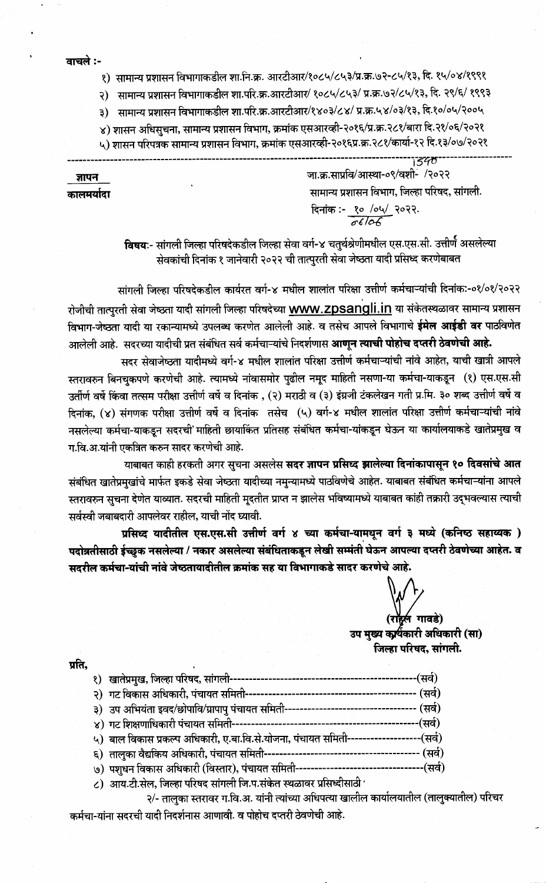**वाचले :-**

१) सामान्य प्रशासन विभागाकडील शा.नि.क्र. आरटीआर/१०८५/८५३/प्र.क्र.७२-८५/१३, दि. १५/०४/१९९१

२) सामान्य प्रशासन विभागाकडील शा.परि.क्र.आरटीआर/ १०८५/८५३/ प्र.क्र.७२/८५/१३, दि. २९/६/ १९९३

३) सामान्य प्रशासन विभागाकडील शा.परि.क्र.आरटीआर/१४०३/८४/ प्र.क्र.५४/०३/१३, दि.१०/०५/२००५

४) शासन अधिसुचना, सामान्य प्रशासन विभाग, क्रमांक एसआरव्ही-२०१६/प्र.क्र.२८१/बारा दि.२१/०६/२०२१

५) शासन परिपत्रक सामान्य प्रशासन विभाग, क्रमांक एसआरव्ही-२०१६प्र.क्र.२८१/कार्या-१२ दि.१३/०७/२०२१

---

**ज्ञापन**

**कालमर्यादा**

जा.क्र.साप्रवि/आस्था-०९/वशी- १५४० /२०२२

सामान्य प्रशासन विभाग, जिल्हा परिषद, सांगली.

दिनांक :- १० /०५/ २०२२.

**विषय**:- सांगली जिल्हा परिषदेकडील जिल्हा सेवा वर्ग-४ चतुर्थश्रेणीमधील एस.एस.सी. उत्तीर्ण असलेल्या सेवकांची दिनांक १ जानेवारी २०२२ ची तात्पुरती सेवा जेष्ठता यादी प्रसिध्द करणेबाबत

सांगली जिल्हा परिषदेकडील कार्यरत वर्ग-४ मधील शालांत परिक्षा उत्तीर्ण कर्मचाऱ्यांची दिनांक:-०१/०१/२०२२ रोजीची तात्पुरती सेवा जेष्ठता यादी सांगली जिल्हा परिषदेच्या **www.zpsangli.in** या संकेतस्थळावर सामान्य प्रशासन विभाग-जेष्ठता यादी या रकान्यामध्ये उपलब्ध करणेत आलेली आहे. व तसेच आपले विभागाचे **ईमेल आईडी वर** पाठविणेत आलेली आहे. सदरच्या यादीची प्रत संबंधित सर्व कर्मचाऱ्यांचे निदर्शणास **आणून त्याची पोहोच दप्तरी ठेवणेची आहे.**

सदर सेवाजेष्ठता यादीमध्ये वर्ग-४ मधील शालांत परिक्षा उत्तीर्ण कर्मचाऱ्यांची नांवे आहेत, याची खात्री आपले स्तरावरुन बिनचुकपणे करणेची आहे. त्यामध्ये नांवासमोर पुढील नमूद माहिती नसणा-या कर्मचा-याकडून (१) एस.एस.सी उत्तीर्ण वर्षे किंवा तत्सम परीक्षा उत्तीर्ण वर्षे व दिनांक , (२) मराठी व (३) इंग्रजी टंकलेखन गती प्र.मि. ३० शब्द उत्तीर्ण वर्षे व दिनांक, (४) संगणक परीक्षा उत्तीर्ण वर्षे व दिनांक तसेच (५) वर्ग-४ मधील शालांत परिक्षा उत्तीर्ण कर्मचाऱ्यांची नांवे नसलेल्या कर्मचा-याकडून सदरची माहिती छायांकित प्रतिसह संबंधित कर्मचा-यांकडून घेऊन या कार्यालयाकडे खातेप्रमुख व ग.वि.अ.यांनी एकत्रित करुन सादर करणेची आहे.

याबाबत काही हरकती अगर सुचना असलेस **सदर ज्ञापन प्रसिध्द झालेल्या दिनांकापासून १० दिवसांचे आत** संबंधित खातेप्रमुखांचे मार्फत इकडे सेवा जेष्ठता यादीच्या नमुन्यामध्ये पाठविणेचे आहेत. याबाबत संबंधित कर्मचा-यांना आपले स्तरावरुन सुचना देणेत याव्यात. सदरची माहिती मूदतीत प्राप्त न झालेस भविष्यामध्ये याबाबत कांही तक्रारी उद्भवल्यास त्याची सर्वस्वी जबाबदारी आपलेवर राहील, याची नोंद घ्यावी.

**प्रसिध्द यादीतील एस.एस.सी उत्तीर्ण वर्ग ४ च्या कर्मचा-यामधून वर्ग ३ मध्ये (कनिष्ठ सहाय्यक ) पदोन्नतीसाठी ईच्छुक नसलेल्या / नकार असलेल्या संबंधिताकडून लेखी सम्मंती घेऊन आपल्या दप्तरी ठेवणेच्या आहेत. व सदरील कर्मचा-यांची नांवे जेष्ठतायादीतील क्रमांक सह या विभागाकडे सादर करणेचे आहे.**

(राहुल गावडे)
**उप मुख्य कार्यकारी अधिकारी (सा)**
**जिल्हा परिषद, सांगली.**

**प्रति,**

१) खातेप्रमुख, जिल्हा परिषद, सांगली----------(सर्व)

२) गट विकास अधिकारी, पंचायत समिती---------- (सर्व)

३) उप अभियंता इवद/छोपावि/ग्रापापु पंचायत समिती---------- (सर्व)

४) गट शिक्षणाधिकारी पंचायत समिती----------(सर्व)

५) बाल विकास प्रकल्प अधिकारी, ए.बा.वि.से.योजना, पंचायत समिती----------(सर्व)

६) तालुका वैद्यकिय अधिकारी, पंचायत समिती---------- (सर्व)

७) पशुधन विकास अधिकारी (विस्तार), पंचायत समिती----------(सर्व)

८) आय.टी.सेल, जिल्हा परिषद सांगली जि.प.संकेत स्थळावर प्रसिध्दीसाठी

२/- तालुका स्तरावर ग.वि.अ. यांनी त्यांच्या अधिपत्या खालील कार्यालयातील (तालुक्यातील) परिचर कर्मचा-यांना सदरची यादी निदर्शनास आणावी. व पोहोच दप्तरी ठेवणेची आहे.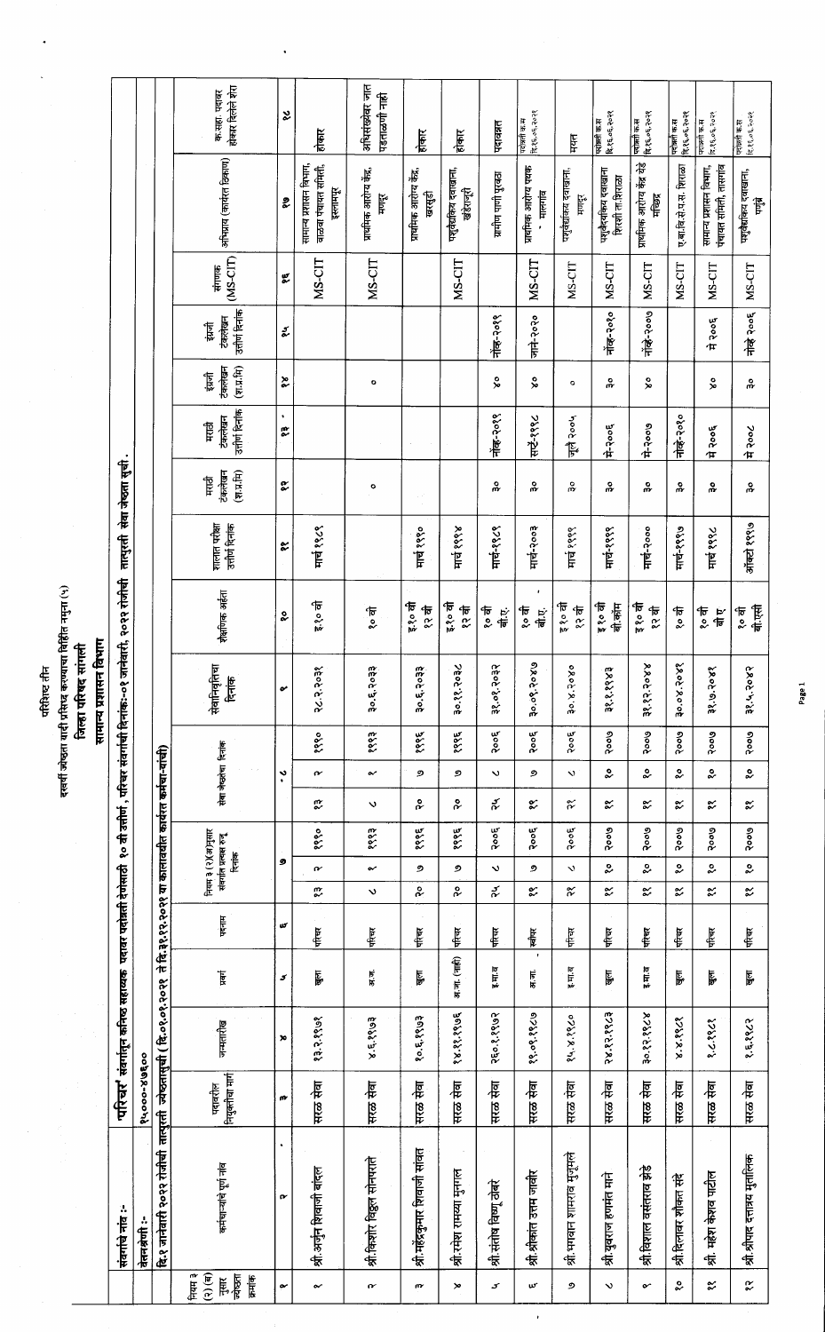परिशिष्ट तीन

सर्वसाधारण ज्येष्ठता यादी प्रसिद्ध करण्याचा विहित नमुना (५)

जिल्हा परिषद सांगली

सामान्य प्रशासन विभाग

**संवर्गाचे नांव :-** "परिचर" संवर्गातून कनिष्ठ सहाय्यक पदावर पदोन्नती देणेसाठी १० वी उत्तीर्ण परिचर संवर्गाची दिनांक:-०१ जानेवारी, २०२२ रोजीची तात्पुरती सेवा जेष्ठता सुची.

**वेतनश्रेणी :-** १५०००-४७६००

दि.१ जानेवारी २०२२ रोजीची तात्पुरती ज्येष्ठतासुची ( दि.०१.०१.२०२१ ते दि.३१.१२.२०२१ या कालावधीत कार्यरत कर्मचा-यांची)

| नियम ३ (२)(ब) नुसार ज्येष्ठता क्रमांक | कर्मचा-यांचे पूर्ण नांव | पदावरील नियुक्तीचा मार्ग | जन्मतारीख | प्रवर्ग | पदनाम | नियम ३(२)(अ)नुसार संवर्गात प्रत्यक्ष रुजू दिनांक | | | सेवा जेष्ठतेचा दिनांक | | | सेवानिवृत्तीचा दिनांक | शैक्षणिक अर्हता | शासन परीक्षा उत्तीर्ण दिनांक | मराठी टंकलेखन (श.प्र.मि) | मराठी टंकलेखन उत्तीर्ण दिनांक | इंग्रजी टंकलेखन (श.प्र.मि) | इंग्रजी टंकलेखन उत्तीर्ण दिनांक | संगणक (MS-CIT) | अभिप्राय (कार्यरत ठिकाण) | क.सहा. पदावर होकार दिलेले शेरा |
|---|---|---|---|---|---|---|---|---|---|---|---|---|---|---|---|---|---|---|---|---|---|
| १ | २ | ३ | ४ | ५ | ६ | ७ | | | ८ | | | ९ | १० | ११ | १२ | १३ | १४ | १५ | १६ | १७ | १८ |
| १ | श्री.अर्जुन शिवाजी बाडेल | सरळ सेवा | २३.२.१९७१ | खुला | परिचर | २३ | २ | १९९० | २३ | २ | १९९० | २८.२.२०२९ | इ.१० वी | मार्च १९८१ | | | | | MS-CIT | सामान्य प्रशासन विभाग, वाळवा पंचायत समिती, इस्लामपूर | होकार |
| २ | श्री.किशोर विठ्ठल सोनपराते | सरळ सेवा | ४.६.१९७३ | अ.ज. | परिचर | ८ | १ | १९९३ | ८ | १ | १९९३ | ३०.६.२०३३ | १० वी | | ० | | ० | | MS-CIT | प्राथमिक आरोग्य केंद्र, मणेर | अधिसंख्येवर जात पडताळणी नाही |
| ३ | श्री.महेंद्रकुमार शिवाजी सावंत | सरळ सेवा | १०.६.१९७३ | खुला | परिचर | २० | ७ | १९९६ | २० | ७ | १९९६ | ३०.६.२०३३ | इ.१० वी १२ वी | मार्च १९९० | | | | | | प्राथमिक आरोग्य केंद्र, खरसुंडी | होकार |
| ४ | श्री.रमेश रामय्या मुनाल | सरळ सेवा | १४.११.१९७६ | भ.ज. (सादी) | परिचर | २० | ७ | १९९६ | २० | ७ | १९९६ | ३०.११.२०३८ | इ.१० वी १२ वी | मार्च १९९४ | | | | | MS-CIT | पशुवैद्यकिय दवाखाना, खेडेरपूरी | होकार |
| ५ | श्री.संतोष विष्णू ठोंबरे | सरळ सेवा | २६०.१.१९७२ | इ.मा.व | परिचर | २५ | ८ | २००६ | २५ | ८ | २००६ | ३१.०१.२०३२ | १० वी बी.ए. | मार्च-१९८९ | ३० | नोव्हे-२०११ | ४० | नोव्हे-२०११ | | ग्रामीण पाणी पुरवठा | पदावनत |
| ६ | श्री.श्रीकांत उत्तम जाधव | सरळ सेवा | ११.०९.१९८७ | अ.जा. | स्वीयर | ११ | ७ | २००६ | ११ | ७ | २००६ | ३०.०९.२०४७ | १० वी बी.ए. | मार्च-२००३ | ३० | सप्टें-११९८ | ४० | जाने-२०२० | MS-CIT | प्राथमिक आरोग्य पथक , मालगांव | पदोन्नती क.स दि.१६.०६.२०२१ |
| ७ | श्री.भगवान शामराव भुजमुले | सरळ सेवा | १५.४.१९८० | इ.मा.व | परिचर | २१ | ८ | २००६ | २१ | ८ | २००६ | ३०.४.२०४० | इ.१० वी १२ वी | मार्च १९९१ | ३० | जुलै २००५ | ० | | MS-CIT | पशुवैद्यकिय दवाखाना, मणेर | मयत |
| ८ | श्री.युवराज हणमंत माने | सरळ सेवा | २४.१२.१९८३ | खुला | परिचर | ११ | १० | २००७ | ११ | १० | २००७ | ३१.१२.१९४३ | इ.१० वी बी.कॉम | मार्च-१९९९ | ३० | मे-२००६ | ३० | नोव्हे-२०१० | MS-CIT | पशुवैद्यकिय दवाखाना शिराळे ता.शिराळा | पदोन्नती क.स दि.१६.०६.२०२१ |
| ९ | श्री.विशाल वसंतराव झेंडे | सरळ सेवा | ३०.१२.१९८४ | इ.मा.व | परिचर | ११ | १० | २००७ | ११ | १० | २००७ | ३१.१२.२०४४ | इ.१० वी १२ वी | मार्च-२००० | ३० | मे-२००७ | ४० | नोव्हे-२००७ | MS-CIT | प्राथमिक आरोग्य केंद्र मच्छिंद्र | पदोन्नती क.स दि.१६.०६.२०२१ |
| १० | श्री.दिलावर शौकत सदे | सरळ सेवा | ४.४.१९८१ | खुला | परिचर | ११ | १० | २००७ | ११ | १० | २००७ | ३०.०४.२०४१ | १० वी | मार्च-१९९७ | ३० | नोव्हे-२०१० | | | MS-CIT | ए.बा.वि.से.प्र.म. शिराळा | पदोन्नती क.स दि.१६.०६.२०२१ |
| ११ | श्री. महेश केशव पाटील | सरळ सेवा | १.८.१९८१ | खुला | परिचर | ११ | १० | २००७ | ११ | १० | २००७ | ३१.७.२०४१ | १० वी बी ए | मार्च १९९८ | ३० | मे २००६ | ४० | मे २००६ | MS-CIT | सामान्य प्रशासन विभाग, पंचायत समिती, तासगांव | पदोन्नती क.स दि.१६.०६.२०२१ |
| १२ | श्री.श्रीपाद दत्तात्रय मुतालिक | सरळ सेवा | १.६.१९८२ | खुला | परिचर | ११ | १० | २००७ | ११ | १० | २००७ | ३१.५.२०४२ | १० वी बी.एसी | ऑक्टो १९९७ | ३० | मे २००८ | ३० | नोव्हे २००६ | MS-CIT | पशुवैद्यकिय दवाखाना, पाडळी | पदोन्नती क.स दि.१६.०६.२०२१ |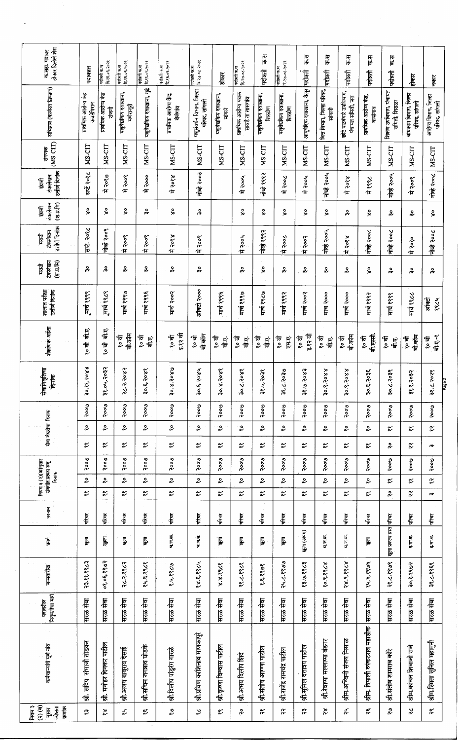| नियम ३ (२)(ब) नुसार ज्येष्ठता क्रमांक | कर्मचाऱ्यांचे पूर्ण नाव | पदावरील नियुक्तीचा मार्ग | जन्मतारीख | प्रवर्ग | पदनाम | नियम ३ (२)(अ)नुसार सेवांत प्रत्यक्ष रुजू दिनांक | | | सेवा जेष्ठतेचा दिनांक | | | सेवानिवृत्तीचा दिनांक | शैक्षणिक अर्हता | शालान्त परीक्षा उत्तीर्ण दिनांक | मराठी टंकलेखन (श.प्र.मि) | मराठी टंकलेखन उत्तीर्ण दिनांक | इंग्रजी टंकलेखन (श.प्र.मि) | इंग्रजी टंकलेखन उत्तीर्ण दिनांक | संगणक (MS-CIT) | अभिप्राय (कार्यरत ठिकाण) | क.सहा. पदावर होकार दिलेले शेरा |
|---|---|---|---|---|---|---|---|---|---|---|---|---|---|---|---|---|---|---|---|---|---|
| १३ | श्री. सचिन संभाजी तोडकर | सरळ सेवा | २३.११.१९८३ | खुला | परिचर | ११ | १० | २००७ | ११ | १० | २००७ | ३०.११.२०४३ | १० वी बी.ए. | मार्च १९९९ | ३० | सप्टें. २०१८ | ४० | सप्टें २०१८ | MS-CIT | प्राथमिक आरोग्य केंद्र कवठेपिरान | पदावनत |
| १४ | श्री. मनोहर दिनकर पाटील | सरळ सेवा | ०१.०६.१९७२ | खुला | परिचर | ११ | १० | २००७ | ११ | १० | २००७ | ३१.०५.२०३२ | १० वी बी.ए. | मार्च १९८९ | ३० | नोव्हें २००९ | ४० | मे २०१७ | MS-CIT | प्राथमिक आरोग्य केंद्र रांजनी | पदोन्नती क.स दि.११.०६.२०२१ |
| १५ | श्री.अजय बाबुराव देसाई | सरळ सेवा | २८.२.१९८२ | खुला | परिचर | ११ | १० | २००७ | ११ | १० | २००७ | २८.२.२०४२ | १० वी बी.कॉम | मार्च १९९७ | ३० | मे २००९ | ४० | मे २००९ | MS-CIT | पशुवैद्यकिय दवाखाना, मणेराजुरी | पदोन्नती क.स दि.११.०६.२०२१ |
| १६ | श्री.सचिन जगन्नाथ घोडके | सरळ सेवा | १५.६.१९८१ | खुला | परिचर | ११ | १० | २००७ | ११ | १० | २००७ | ३०.६.२०४१ | १० वी बी.ए. | मार्च १९९६ | ३० | मे २००९ | ३० | मे २००० | MS-CIT | पशुवैद्यकिय दवाखाना, गुढे | पदोन्नती क.स दि.११.०६.२०२१ |
| १७ | श्री.दिलीप पांडुरंग गाढे | सरळ सेवा | १.५.१९८७ | भ.ज.क. | परिचर | ११ | १० | २००७ | ११ | १० | २००७ | ३०.४.२०४७ | १० वी इ.१२ वी | मार्च २००२ | ३० | मे २०१४ | ४० | मे २०१४ | MS-CIT | प्राथमिक आरोग्य केंद्र, येळगाव | पदोन्नती क.स दि.११.०६.२०२१ |
| १८ | श्री.प्रविण काशिनाथ माणकापुरे | सरळ सेवा | १४.६.१९८५ | भ.ज.ब. | परिचर | ११ | १० | २००७ | ११ | १० | २००७ | ३०.६.२०४५ | १० वी बी.कॉम | ऑक्टो २००० | ३० | मे २००९ | ३० | नोव्हें २००३ | MS-CIT | पशुसंवर्धन विभाग, जिल्हा परिषद, सांगली | पदावनत क.स दि.२०.०८.२०२१ |
| १९ | श्री.कृष्णा विश्वास पाटील | सरळ सेवा | ४.४.१९८१ | खुला | परिचर | ११ | १० | २००७ | ११ | १० | २००७ | ३०.४.२०४१ | १० वी बी.ए. | मार्च १९९६ | | | | | MS-CIT | पशुवैद्यकिय दवाखाना, मांगले | होकार |
| २० | श्री.अभय दिलीप शिंदे | सरळ सेवा | ११.८.१९८१ | खुला | परिचर | ११ | १० | २००७ | ११ | १० | २००७ | ३०.८.२०४१ | १० वी बी.ए. | मार्च १९९७ | ३० | मे २००५ | ४० | मे २००५ | MS-CIT | प्राथमिक आरोग्य पथक सावर्डे ता.तासगाव | पदोन्नती क.स दि.२०.०८.२०२१ |
| २१ | श्री.संतोष आण्णा पाटील | सरळ सेवा | ६.५.१९७२ | खुला | परिचर | ११ | १० | २००७ | ११ | १० | २००७ | ३१.५.२०३२ | १० वी बी.ए. | मार्च १९८७ | ४० | नोव्हें १९९२ | ४० | नोव्हें १९९२ | MS-CIT | पशुवैद्यकिय दवाखाना, शिराळा | पदोन्नती क.स |
| २२ | श्री.राजेंद्र रामचंद्र पाटील | सरळ सेवा | २५.८.१९७७ | खुला | परिचर | ११ | १० | २००७ | ११ | १० | २००७ | ३१.८.२०३७ | १० वी एम.ए. | मार्च १९९२ | ३० | मे २००८ | ४० | मे २००८ | MS-CIT | पशुवैद्यकिय दवाखाना, शिरढोण | पदोन्नती क.स दि.२०.०८.२०२१ |
| २३ | श्री.सुनिल दत्तात्रय पाटील | सरळ सेवा | १३.७.१९८३ | खुला (अपंग) | परिचर | ११ | १० | २००७ | ११ | १० | २००७ | ३१.७.२०४३ | १० वी इ.१२ वी | मार्च २००२ | ३० | मे २००३ | ४० | मे २००५ | MS-CIT | आयुर्वेदिक दवाखाना, येतूर | पदोन्नती क.स |
| २४ | श्री.रेवाप्पा मल्लाप्पा बंडगार | सरळ सेवा | १०.९.१९८४ | भ.ज.क. | परिचर | ११ | १० | २००७ | ११ | १० | २००७ | ३०.९.२०४४ | १० वी बी.ए. | मार्च २००० | ३० | नोव्हें २००५ | ४० | नोव्हें २००५ | MS-CIT | वित्त विभाग, जिल्हा परिषद, सांगली | पदोन्नती क.स |
| २५ | श्रीम.अश्विनी संजय मिसाळ | सरळ सेवा | २४.९.१९८४ | भ.ज.क. | परिचर | ११ | १० | २००७ | ११ | १० | २००७ | ३०.९.२०४४ | १० वी बी.कॉम | मार्च २००० | ३० | मे २०१४ | ३० | मे २०१४ | MS-CIT | छोटे पाटबंधारे उपविभाग, पंचायत समिती, जत | पदोन्नती क.स |
| २६ | श्रीम. दिपाली व्यंकटराव महाडीक | सरळ सेवा | १५.६.१९७६ | खुला | परिचर | ११ | १० | २००७ | ११ | १० | २००७ | ३०.६.२०३६ | १० वी बी.एससी. | मार्च १९९२ | ४० | नोव्हें २००८ | ४० | मे १९९८ | MS-CIT | प्राथमिक आरोग्य केंद्र, कासेगाव | पदोन्नती क.स |
| २७ | श्री.संतोष शामराव कोरे | सरळ सेवा | २१.८.१९७९ | खुला प्रकल्प ग्रस्त | परिचर | २० | १० | २००७ | २० | १० | २००७ | ३०.८.२०३९ | १० वी बी.ए. | मार्च १९९९ | ३० | नोव्हें २००८ | ३० | नोव्हें २००५ | MS-CIT | शिक्षण उपविभाग, पंचायत समिती, शिराळा | पदोन्नती क.स |
| २८ | श्रीम.कांचन शिवाजी राजे | सरळ सेवा | ३०.१.१९७२ | इ.मा.व. | परिचर | २२ | १० | २००७ | २२ | १० | २००७ | ३१.१.२०३२ | १० वी बी.कॉम | मार्च १९८८ | ३० | मे २०१० | ३० | मे २००९ | MS-CIT | बांधकाम विभाग, जिल्हा परिषद, सांगली | होकार |
| २९ | श्रीम.स्मिता सुनिल म्हामुनी | सरळ सेवा | ३१.८.१९६९ | इ.मा.व. | परिचर | ३ | १२ | २००७ | ३ | १२ | २००७ | ३१.८.२०२९ | १० वी बी.ए.-२ | ऑक्टो १९८५ | ३० | नोव्हें २००८ | ४० | नोव्हें २००८ | MS-CIT | आरोग्य विभाग, जिल्हा परिषद, सांगली | नकार |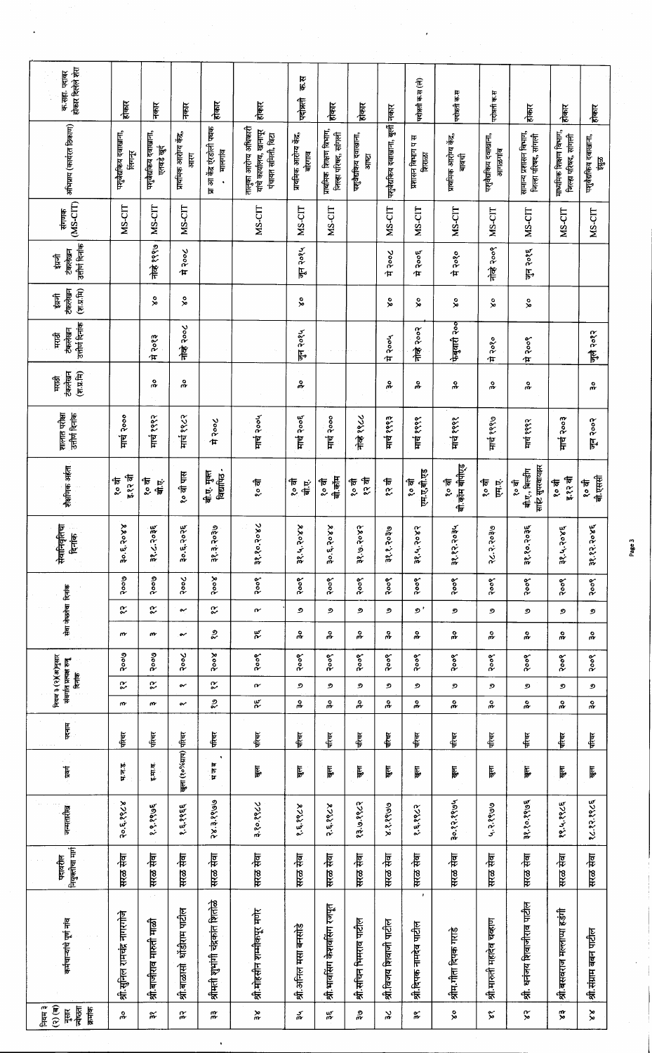| नियम ३ (२) (ब) नुसार ज्येष्ठता क्रमांक | कर्मचाऱ्याचे पूर्ण नांव | पदावरील नियुक्तीचा मार्ग | जन्मतारीख | प्रवर्ग | पदनाम | नियम ३ (२) (अ)नुसार संवर्गात प्रत्यक्ष रुजू दिनांक | | | सेवा जेष्ठतेचा दिनांक | | | सेवानिवृत्तीचा दिनांक | शैक्षणिक अर्हता | शालांत परीक्षा उत्तीर्ण दिनांक | मराठी टंकलेखन (श.प्र.मि) | मराठी टंकलेखन उत्तीर्ण दिनांक | इंग्रजी टंकलेखन (श.प्र.मि) | इंग्रजी टंकलेखन उत्तीर्ण दिनांक | संगणक (MS-CIT) | अभिप्राय (कार्यरत ठिकाण) | क.सहा. पदावर होकार दिलेले शेरा |
|---|---|---|---|---|---|---|---|---|---|---|---|---|---|---|---|---|---|---|---|---|---|
| ३० | श्री.सुनिल रामचंद्र नागराळे | सरळ सेवा | २०.६.१९८४ | भ.ज.ड. | परिचर | ३ | १२ | २००७ | ३ | १२ | २००७ | ३०.६.२०४४ | १० वी इ.१२ वी | मार्च २००० | | | | | MS-CIT | पशुवैद्यकिय दवाखाना, लिंगनूर | होकार |
| ३१ | श्री.बाजीराव मारुती माळी | सरळ सेवा | १.१.१९७६ | इ.मा.व. | परिचर | ३ | १२ | २००७ | ३ | १२ | २००७ | ३१.८.२०३६ | १० वी बी.ए. | मार्च १९९२ | ३० | मे २०१३ | ४० | नोव्हें १९९७ | MS-CIT | पशुवैद्यकिय दवाखाना, एलवडे खुर्द | नकार |
| ३२ | श्री.बाळासो धोंडीराम पाटील | सरळ सेवा | १.६.१९६६ | खुला (१०%माजी) | परिचर | १ | १ | २००८ | १ | १ | २००८ | ३०.६.२०२६ | १० वी पास | मार्च १९८२ | ३० | नोव्हें २००८ | ४० | मे २००८ | MS-CIT | प्राथमिक आरोग्य केंद्र, आरग | नकार |
| ३३ | श्रीमती शुभांगी चंद्रकांत शितोळे | सरळ सेवा | २४.३.१९७७ | भ.ज.ब | परिचर | २७ | १२ | २००४ | २७ | १२ | २००४ | ३१.३.२०३७ | बी.ए. मुक्त विद्यापिठ. | मे २००८ | | | | | | प्रा आ केंद्र ऐरंडोली पथक . मालगांव | होकार |
| ३४ | श्री.मोहसीन शम्मीकपूर मणेर | सरळ सेवा | ३.१०.१९८८ | खुला | परिचर | २६ | २ | २००९ | २६ | २ | २००९ | ३१.१०.२०४८ | १० वी | मार्च २००५ | | | | | MS-CIT | तालुका आरोग्य अधिकारी यांचे कार्यालय, खानापूर पंचायत समिती, विटा | होकार |
| ३५ | श्री.अनिल मसा बनसोडे | सरळ सेवा | १.६.१९८४ | खुला | परिचर | ३० | ७ | २००९ | ३० | ७ | २००९ | ३१.५.२०४४ | १० वी बी.ए. | मार्च २००६ | ३० | जुन २०१५ | ४० | जुन २०१५ | MS-CIT | प्राथमिक आरोग्य केंद्र, बोरगाव | पदोन्नती क.स |
| ३६ | श्री.भावसिंग केशवसिंग रजपूत | सरळ सेवा | २.६.१९८४ | खुला | परिचर | ३० | ७ | २००९ | ३० | ७ | २००९ | ३०.६.२०४४ | १० वी बी.कॉम | मार्च २००० | | | | | MS-CIT | प्राथमिक शिक्षण विभाग, जिल्हा परिषद, सांगली | होकार |
| ३७ | श्री.सचिन भिमराव पाटील | सरळ सेवा | १३.७.१९८२ | खुला | परिचर | ३० | ७ | २००९ | ३० | ७ | २००९ | ३१.७.२०४२ | १० वी १२ वी | नोव्हें १९८८ | | | | | | पशुवैद्यकिय दवाखाना, आष्टा | होकार |
| ३८ | श्री.विजय शिवाजी पाटील | सरळ सेवा | ४.१.१९७७ | खुला | परिचर | ३० | ७ | २००९ | ३० | ७ | २००९ | ३१.१.२०३७ | १२ वी | मार्च १९९३ | ३० | मे २००५ | ४० | मे २००८ | MS-CIT | पशुवैद्यकिय दवाखाना, कुंडल | नकार |
| ३९ | श्री.दिपक नामदेव पाटील | सरळ सेवा | १.६.१९८२ | खुला | परिचर | ३० | ७ | २००९ | ३० | ७ | २००९ | ३१.५.२०४२ | १० वी एम.ए.बी.एड | मार्च १९९९ | ३० | नोव्हें २००२ | ४० | मे २००६ | MS-CIT | प्रशासन विभाग प स शिराळा | पदोन्नती क.स (लें) |
| ४० | श्रीम.गीता दिपक गराडे | सरळ सेवा | ३०.१२.१९७५ | खुला | परिचर | ३० | ७ | २००९ | ३० | ७ | २००९ | ३१.१२.२०३५ | १० वी बी.कॉम बीएसीएड | मार्च १९९१ | ३० | फेब्रुवारी २०० | ४० | मे २०१० | MS-CIT | प्राथमिक आरोग्य केंद्र, बावची | पदोन्नती क.स |
| ४१ | श्री.मारुती महादेव चव्हाण | सरळ सेवा | ५.२.१९७७ | खुला | परिचर | ३० | ७ | २००९ | ३० | ७ | २००९ | २८.२.२०३७ | १० वी एम.ए. | मार्च १९९७ | ३० | मे २०१० | ४० | नोव्हें २००९ | MS-CIT | पशुवैद्यकिय दवाखाना, आगळगांव | पदोन्नती क.स |
| ४२ | श्री. धनंजय शिवाजीराव पाटील | सरळ सेवा | ३१.१०.१९७६ | खुला | परिचर | ३० | ७ | २००९ | ३० | ७ | २००९ | ३१.१०.२०३६ | १० वी बी.ए., बिल्डींग साईट सुपरवायझर | मार्च १९९२ | ३० | मे २००९ | ४० | जुन २०१६ | MS-CIT | सामान्य प्रशासन विभाग, जिल्हा परिषद, सांगली | होकार |
| ४३ | श्री.बसवराज मल्लाप्पा हडंगी | सरळ सेवा | १९.५.१९८६ | खुला | परिचर | ३० | ७ | २००९ | ३० | ७ | २००९ | ३१.५.२०४६ | १० वी इ.१२ वी | मार्च २००३ | | | | | MS-CIT | माध्यमिक शिक्षण विभाग, जिल्हा परिषद, सांगली | होकार |
| ४४ | श्री.संग्राम बबन पाटील | सरळ सेवा | १८.१२.१९८६ | खुला | परिचर | ३० | ७ | २००९ | ३० | ७ | २००९ | ३१.१२.२०४६ | १० वी बी.एससी | जुन २००२ | ३० | जुलै २०१२ | | | MS-CIT | पशुवैद्यकिय दवाखाना, इठ्ठ | होकार |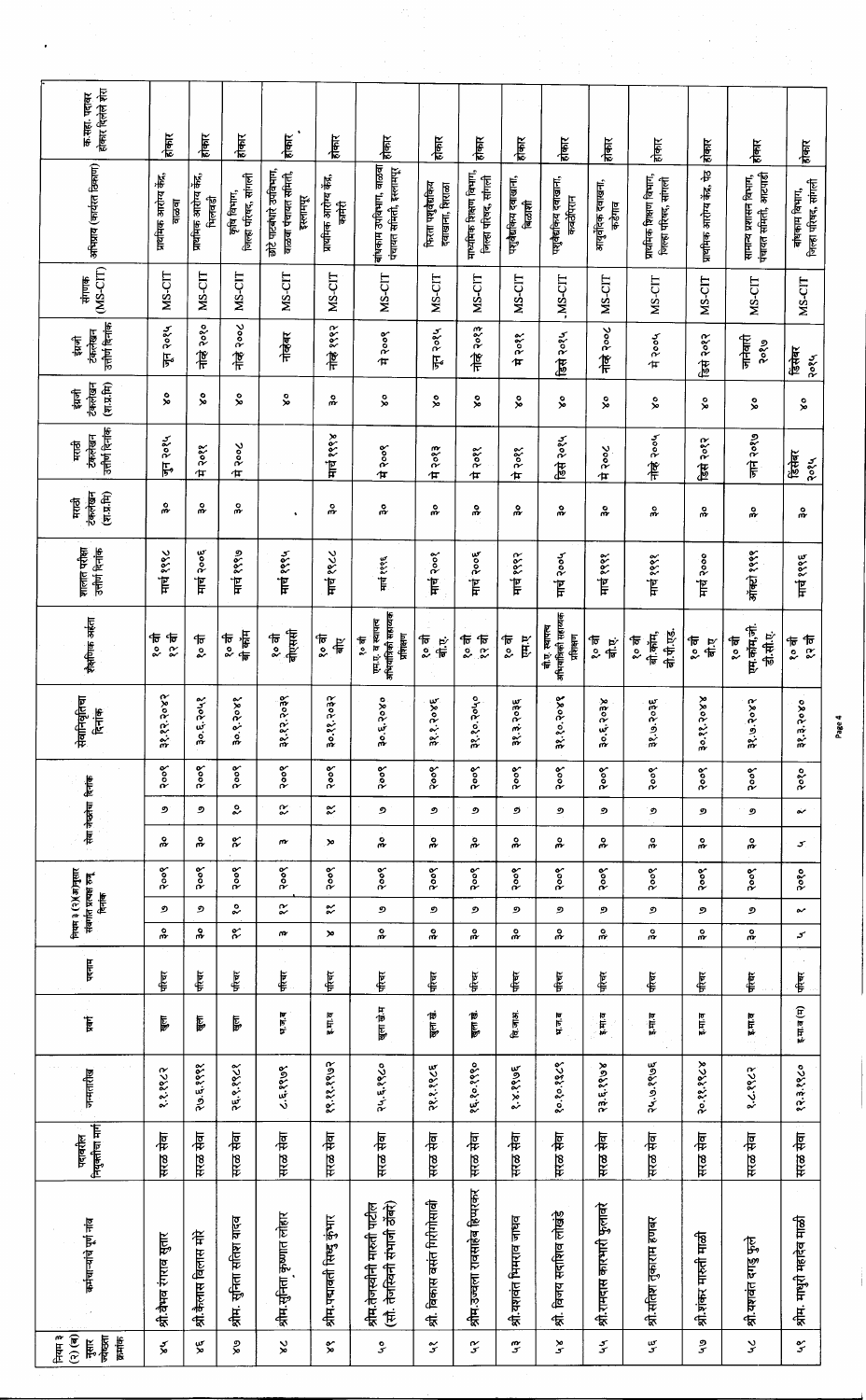| नियम ३(२)(ब) नुसार ज्येष्ठता क्रमांक | कर्मचाऱ्याचे पूर्ण नाव | पदावरील नियुक्तीचा मार्ग | जन्मतारीख | प्रवर्ग | पदनाम | नियम ३(२)(अ) नुसार संवर्गात प्रथम रुजू दिनांक | | | सेवा जेष्ठतेचा दिनांक | | | सेवानिवृत्तीचा दिनांक | शैक्षणिक अर्हता | शासन परीक्षा उत्तीर्ण दिनांक | मराठी टंकलेखन (श.प्र.मि) | मराठी टंकलेखन उत्तीर्ण दिनांक | इंग्रजी टंकलेखन (श.प्र.मि) | इंग्रजी टंकलेखन उत्तीर्ण दिनांक | संगणक (MS-CIT) | अभिप्राय (कार्यरत ठिकाण) | क.सहा. पदावर हजर दिलेले क्षेत्र |
|---|---|---|---|---|---|---|---|---|---|---|---|---|---|---|---|---|---|---|---|---|---|
| ४५ | श्री.वैभव रंगराव सुतार | सरळ सेवा | १.१.१९८२ | खुला | परिचर | ३० | ७ | २००९ | ३० | ७ | २००९ | ३१.१२.२०४२ | १० वी १२ वी | मार्च १९९८ | ३० | जुन २०१५ | ४० | जुन २०१५ | MS-CIT | प्राथमिक आरोग्य केंद्र, वाळवा | हजर |
| ४६ | श्री.कैलास विलास मोरे | सरळ सेवा | २७.६.१९९१ | खुला | परिचर | ३० | ७ | २००९ | ३० | ७ | २००९ | ३०.६.२०५१ | १० वी | मार्च २००६ | ३० | मे २०११ | ४० | नोव्हें २०१० | MS-CIT | प्राथमिक आरोग्य केंद्र, भिलवडी | हजर |
| ४७ | श्रीम. सुनिता सतिश यादव | सरळ सेवा | २६.९.१९८१ | खुला | परिचर | २१ | १० | २००९ | २१ | १० | २००९ | ३०.९.२०४१ | १० वी बी कॉम | मार्च १९९७ | ३० | मे २००८ | ४० | नोव्हें २००८ | MS-CIT | कृषि विभाग, जिल्हा परिषद, सांगली | हजर |
| ४८ | श्रीम.सुनिता कृष्णात लोहार | सरळ सेवा | ८.६.१९७१ | भ.ज.ब | परिचर | ३ | १२ | २००९ | ३ | १२ | २००९ | ३१.१२.२०३१ | १० वी बीएससी | मार्च १९९५ | | | ४० | नोव्हेंबर | MS-CIT | छोटे पाटबंधारे उपविभाग, वाळवा पंचायत समिती, इस्लामपूर | हजर |
| ४९ | श्रीम.पद्मावती सिध्दु कुंभार | सरळ सेवा | ११.११.१९७२ | इ.मा.व | परिचर | ४ | ११ | २००९ | ४ | ११ | २००९ | ३०.११.२०३२ | १० वी बीए | मार्च १९८८ | ३० | मार्च १९९४ | ३० | नोव्हें १९९२ | MS-CIT | प्राथमिक आरोग्य केंद्र, कामेरी | हजर |
| ५० | श्रीम.तेजस्विनी मारुती पाटील (सौ. तेजस्विनी संभाजी ठोंबरे) | सरळ सेवा | २५.६.१९८० | खुला (म) | परिचर | ३० | ७ | २००९ | ३० | ७ | २००९ | ३०.६.२०४० | १० वी एम.ए. व स्थापत्य अभियांत्रिकी सहायक प्रशिक्षण | मार्च १९९६ | ३० | मे २००१ | ४० | मे २००१ | MS-CIT | बांधकाम उपविभाग, वाळवा पंचायत समिती, इस्लामपूर | हजर |
| ५१ | श्री. विकास वसंत गिरीगोसावी | सरळ सेवा | २१.१.१९८६ | खुला खे. | परिचर | ३० | ७ | २००९ | ३० | ७ | २००९ | ३१.१.२०४६ | १० वी बी.ए. | मार्च २००१ | ३० | मे २०१३ | ४० | जुन २०१५ | MS-CIT | जिल्हा पशुवैद्यकिय दवाखाना, शिराळा | हजर |
| ५२ | श्रीम.उज्वला रावसाहेब हिप्परकर | सरळ सेवा | १६.१०.१९९० | खुला खे. | परिचर | ३० | ७ | २००९ | ३० | ७ | २००९ | ३१.१०.२०५० | १० वी १२ वी | मार्च २००६ | ३० | मे २०११ | ४० | नोव्हें २०१३ | MS-CIT | माध्यमिक शिक्षण विभाग, जिल्हा परिषद, सांगली | हजर |
| ५३ | श्री.यशवंत भिमराव जाधव | सरळ सेवा | १.४.१९७६ | वि.जा.अ. | परिचर | ३० | ७ | २००९ | ३० | ७ | २००९ | ३१.३.२०३६ | १० वी एम.ए | मार्च १९९२ | ३० | मे २०११ | ४० | मे २०११ | MS-CIT | पशुवैद्यकिय दवाखाना, बिळाशी | हजर |
| ५४ | श्री. विजय सदाशिव लोखंडे | सरळ सेवा | १०.१०.१९८१ | भ.ज.ब | परिचर | ३० | ७ | २००९ | ३० | ७ | २००९ | ३१.१०.२०४१ | बी.ए. स्थापत्य अभियांत्रिकी सहायक प्रशिक्षण | मार्च २००५ | ३० | डिसे २०१५ | ४० | डिसे २०१५ | MS-CIT | पशुवैद्यकिय दवाखाना, कवठेपिरान | हजर |
| ५५ | श्री.रामदास काशाप्पा फुलावरे | सरळ सेवा | २३.६.१९७४ | इ.मा.व | परिचर | ३० | ७ | २००९ | ३० | ७ | २००९ | ३०.६.२०३४ | १० वी बी.ए. | मार्च १९९१ | ३० | मे २००८ | ४० | नोव्हें २००८ | MS-CIT | आयुर्वेदिक दवाखाना, कडेगाव | हजर |
| ५६ | श्री.सतिश तुकाराम हणबर | सरळ सेवा | २५.७.१९७६ | इ.मा.व | परिचर | ३० | ७ | २००९ | ३० | ७ | २००९ | ३१.७.२०३६ | १० वी बी.कॉम, बी.पी.एड. | मार्च १९९१ | ३० | नोव्हें २००५ | ४० | मे २००५ | MS-CIT | प्राथमिक शिक्षण विभाग, जिल्हा परिषद, सांगली | हजर |
| ५७ | श्री.शंकर मारुती माळी | सरळ सेवा | २०.११.१९८४ | इ.मा.व | परिचर | ३० | ७ | २००९ | ३० | ७ | २००९ | ३०.११.२०४४ | १० वी बी.ए | मार्च २००० | ३० | डिसे २०१२ | ४० | डिसे २०१२ | MS-CIT | प्राथमिक आरोग्य केंद्र, येड | हजर |
| ५८ | श्री.यशवंत दगडु धुळे | सरळ सेवा | १.८.१९८२ | इ.मा.व | परिचर | ३० | ७ | २००९ | ३० | ७ | २००९ | ३१.७.२०४२ | १० वी एम.कॉम,जी.डी.सी.ए. | ऑक्टो १९९९ | ३० | जाने २०१७ | ४० | जानेवारी २०१७ | MS-CIT | सामान्य प्रशासन विभाग, पंचायत समिती, आटपाडी | हजर |
| ५९ | श्रीम. माधुरी महादेव माळी | सरळ सेवा | १२.३.१९८० | इ.मा.व (म) | परिचर | ५ | २ | २०१० | ५ | २ | २०१० | ३१.३.२०४० | १० वी १२ वी | मार्च १९९६ | ३० | डिसेंबर २०१५ | ४० | डिसेंबर २०१५ | MS-CIT | बांधकाम विभाग, जिल्हा परिषद, सांगली | हजर |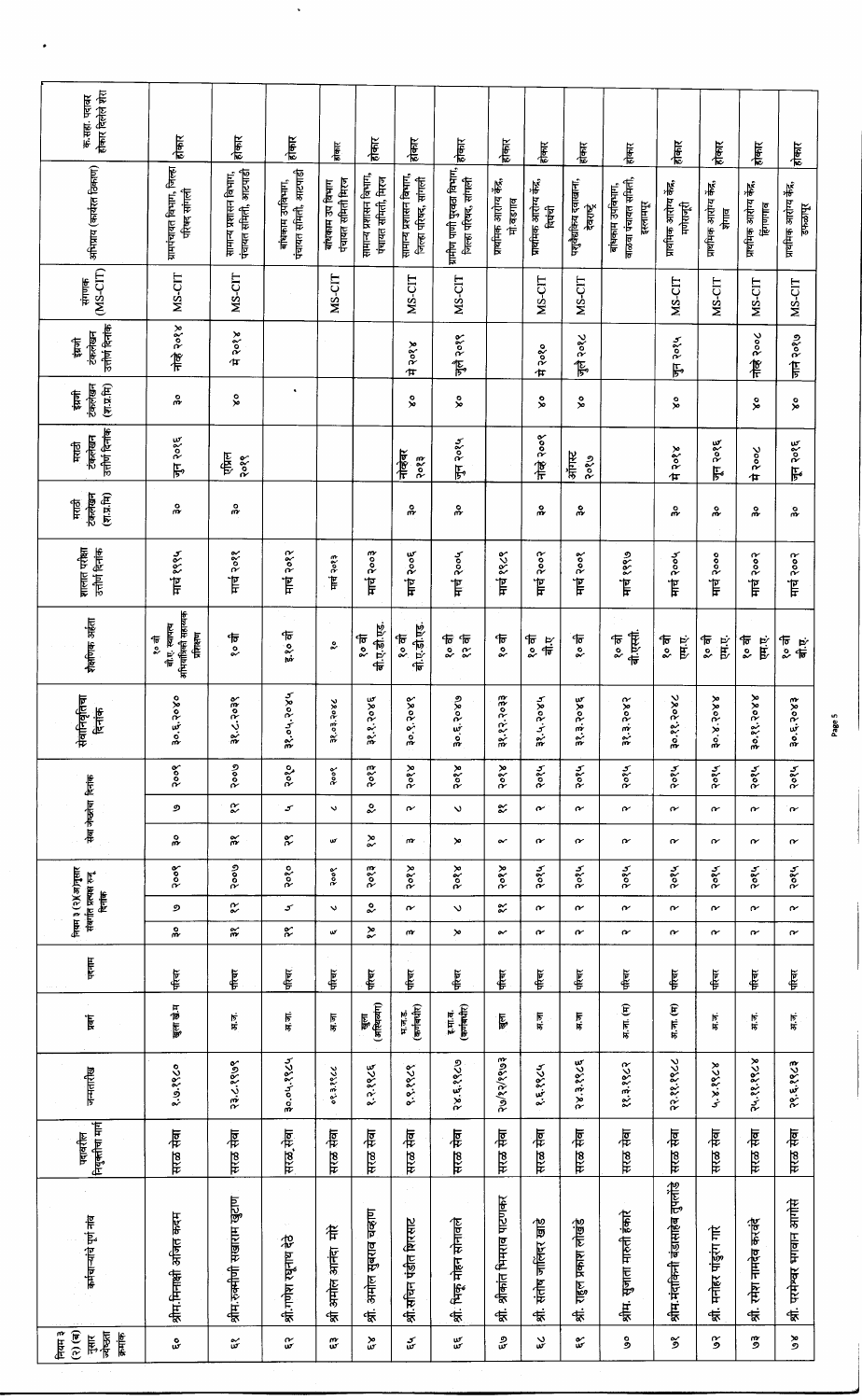| नियम ३ (१) (ब) नुसार ज्येष्ठता क्रमांक | कर्मचाऱ्याचे पूर्ण नांव | पदावरील नियुक्तीचा मार्ग | जन्मतारीख | प्रवर्ग | पदनाम | नियम ३ (१) अनुसार संवर्गात प्रत्यक्ष रुजू दिनांक | | | सेवा जेष्ठतेचा दिनांक | | | सेवानिवृत्तीचा दिनांक | शैक्षणिक अर्हता | शासन परीक्षा उत्तीर्ण दिनांक | मराठी टंकलेखन (श.प्र.मि) | मराठी टंकलेखन उत्तीर्ण दिनांक | इंग्रजी टंकलेखन (श.प्र.मि) | इंग्रजी टंकलेखन उत्तीर्ण दिनांक | संगणक (MS-CIT) | अभिप्राय (कार्यरत ठिकाण) | क.सहा. पदावर हजर दिलेले शेरा |
|---|---|---|---|---|---|---|---|---|---|---|---|---|---|---|---|---|---|---|---|---|---|
| ६० | श्रीम.मिनाक्षी अजित कदम | सरळ सेवा | १.७.१९८० | खुला (म) | परिचर | ३० | ७ | २००१ | ३० | ७ | २००१ | ३०.६.२०४० | १० वी बी.ए. व्यवसाय अभिमुखी सहायक प्रशिक्षण | मार्च १९९५ | ३० | जुन २०१६ | ३० | नोव्हे २०१४ | MS-CIT | ग्रामपंचायत विभाग, जिल्हा परिषद सांगली | हजर |
| ६१ | श्रीम.लक्ष्मी साळाराम खुटाण | सरळ सेवा | २३.८.१९७१ | अ.ज. | परिचर | ३१ | १२ | २००७ | ३१ | १२ | २००७ | ३१.८.२०३१ | १० वी | मार्च २०११ | ३० | एप्रिल २०११ | ४० | मे २०१४ | MS-CIT | सामान्य प्रशासन विभाग, पंचायत समिती, आटपाडी | हजर |
| ६२ | श्री.गणेश रघुनाथ देठे | सरळ सेवा | ३०.०५.१९८५ | अ.जा. | परिचर | २१ | ८ | २०१० | २१ | ८ | २०१० | ३१.०५.२०४५ | इ.१० वी | मार्च २०१२ | | | | | | बांधकाम उपविभाग, पंचायत समिती, आटपाडी | हजर |
| ६३ | श्री अमोल आनंदा मोरे | सरळ सेवा | ०१.३.१९८८ | अ.जा | परिचर | ६ | ८ | २००९ | ६ | ८ | २००९ | ३१.०३.२०४६ | १० | मार्च २०१३ | | | | | MS-CIT | बांधकाम उप विभाग पंचायत समिती मिरज | हजर |
| ६४ | श्री. अमोल सुभाष चव्हाण | सरळ सेवा | १.२.१९८६ | खुला (अस्थिव्यंग) | परिचर | १४ | १० | २०१३ | १४ | १० | २०१३ | ३१.१.२०४६ | १० वी बी.ए.डी.एड. | मार्च २००३ | | | | | | सामान्य प्रशासन विभाग, पंचायत समिती, मिरज | हजर |
| ६५ | श्री सचिन पंडीत शिरसाट | सरळ सेवा | १.१.१९८१ | भ.ज.ड. (कार्यभार) | परिचर | ३ | २ | २०१४ | ३ | २ | २०१४ | ३०.९.२०४१ | १० वी बी.ए.डी.एड. | मार्च २००६ | ३० | नोव्हेंबर २०१३ | ४० | मे २०१४ | MS-CIT | सामान्य प्रशासन विभाग, जिल्हा परिषद, सांगली | हजर |
| ६६ | श्री मिथुन मोहन सोनावले | सरळ सेवा | २४.६.१९८७ | इ.मा.व. (कार्यभार) | परिचर | ४ | ८ | २०१४ | ४ | ८ | २०१४ | ३०.६.२०४७ | १० वी १२ वी | मार्च २००५ | ३० | जुन २०१५ | ४० | जुलै २०११ | MS-CIT | ग्रामीण पाणी पुरवठा विभाग, जिल्हा परिषद, सांगली | हजर |
| ६७ | श्री. श्रीकांत भिमराव पाटणकर | सरळ सेवा | २०/१२/१९७३ | खुला | परिचर | १ | ११ | २०१४ | १ | ११ | २०१४ | ३१.१२.२०३३ | १० वी | मार्च १९८९ | | | | | | प्राथमिक आरोग्य केंद्र, मो.वडगाव | हजर |
| ६८ | श्री. संतोष जालिंदर खाडे | सरळ सेवा | १.६.१९८५ | अ.जा | परिचर | १ | १ | २०१५ | १ | १ | २०१५ | ३१.५.२०४५ | १० वी बी.ए. | मार्च २००२ | ३० | नोव्हे २००९ | ४० | मे २०१० | MS-CIT | प्राथमिक आरोग्य केंद्र, बिचुद | हजर |
| ६९ | श्री. राहुल प्रकाश लोखंडे | सरळ सेवा | २४.३.१९८६ | अ.जा | परिचर | १ | १ | २०१५ | १ | १ | २०१५ | ३१.३.२०४६ | १० वी | मार्च २००१ | ३० | ऑगस्ट २०१७ | ४० | जुलै २०१८ | MS-CIT | पशुवैद्यकिय दवाखाना, देवराष्ट्रे | हजर |
| ७० | श्रीम. सुजाता मारुती हंकारे | सरळ सेवा | ११.३.१९८२ | अ.जा. (म) | परिचर | १ | १ | २०१५ | १ | १ | २०१५ | ३१.३.२०४२ | १० वी बी.एस्सी. | मार्च १९९७ | | | | | | बांधकाम उपविभाग, वाळवा पंचायत समिती, इस्लामपूर | हजर |
| ७१ | श्रीम.मंदाकिनी बंडासाहेब तुपलोंडे | सरळ सेवा | २२.११.१९८८ | अ.जा. (म) | परिचर | १ | १ | २०१५ | १ | १ | २०१५ | ३०.११.२०४८ | १० वी एम.ए. | मार्च २००५ | ३० | मे २०१४ | ४० | जुन २०१५ | MS-CIT | प्राथमिक आरोग्य केंद्र, मणेराजुरी | हजर |
| ७२ | श्री. मनोहर पांडुरंग गारे | सरळ सेवा | ५.४.१९८४ | अ.ज. | परिचर | १ | १ | २०१५ | १ | १ | २०१५ | ३०.४.२०४४ | १० वी एम.ए. | मार्च २००० | ३० | जुन २०१६ | | | MS-CIT | प्राथमिक आरोग्य केंद्र, शेगाव | हजर |
| ७३ | श्री. रमेश नामदेव करवंदे | सरळ सेवा | २५.११.१९८४ | अ.ज. | परिचर | १ | १ | २०१५ | १ | १ | २०१५ | ३०.११.२०४४ | १० वी एम.ए. | मार्च २००२ | ३० | मे २००८ | ४० | नोव्हे २००८ | MS-CIT | प्राथमिक आरोग्य केंद्र, हिंगणगाव | हजर |
| ७४ | श्री. परमेश्वर भगवान आगासे | सरळ सेवा | २९.६.१९८३ | अ.ज. | परिचर | १ | १ | २०१५ | १ | १ | २०१५ | ३०.६.२०४३ | १० वी बी.ए. | मार्च २००२ | ३० | जुन २०१६ | ४० | जाने २०१७ | MS-CIT | प्राथमिक आरोग्य केंद्र, डफळापूर | हजर |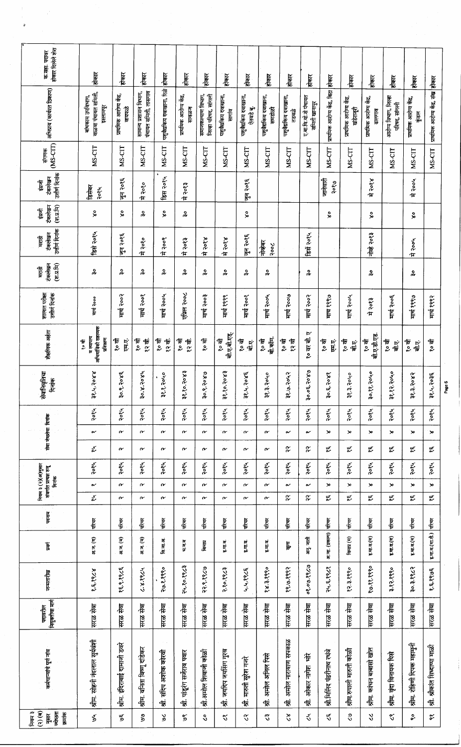| नियम ३ (२) (ब) नुसार ज्येष्ठता क्रमांक | कर्मचाऱ्याचे पूर्ण नांव | पदावरील नियुक्तीचा मार्ग | जन्मतारीख | प्रवर्ग | पदनाम | नियम ३ (२)(अ)नुसार संवर्गात प्रत्यक्ष रुजू दिनांक | | | सेवा जेष्ठतेचा दिनांक | | | सेवानिवृत्तीचा दिनांक | शैक्षणिक अर्हता | शालांत परीक्षा उत्तीर्ण दिनांक | मराठी टंकलेखन (श.प्र.मि) | मराठी टंकलेखन उत्तीर्ण दिनांक | इंग्रजी टंकलेखन (श.प्र.मि) | इंग्रजी टंकलेखन उत्तीर्ण दिनांक | संगणक (MS-CIT) | अभिप्राय (कार्यरत ठिकाण) | क.सं.पदावर हजर दिलेले शेरा |
|---|---|---|---|---|---|---|---|---|---|---|---|---|---|---|---|---|---|---|---|---|---|
| ७५ | श्रीम. रोहिणी नंदलाल सूर्यवंशी | सरळ सेवा | १.६.१९८४ | अ.ज. (म) | परिचर | २८ | १ | २०१५ | २८ | १ | २०१५ | ३१.५.२०४४ | १० वी व व्यावसाय अभ्यासक्रमाचे प्रशिक्षण | मार्च २००० | ३० | डिसें २०१५ | ४० | डिसेंबर २०१५ | MS-CIT | बांधकाम उपविभाग, वाळवा पंचायत समिती, इस्लामपूर | हजर |
| ७६ | श्रीम. इंदिराबाई दामाजी डवरे | सरळ सेवा | १६.९.१९८६ | अ.ज. (म) | परिचर | ७ | १ | २०१५ | ७ | १ | २०१५ | ३०.९.२०४६ | १० वी एम.ए. | मार्च २००२ | ३० | जुन २०१६ | ४० | जुन २०१६ | MS-CIT | प्राथमिक आरोग्य केंद्र, वायफळे | हजर |
| ७७ | श्रीम. वनिता विष्णु दाईंकर | सरळ सेवा | ८.४.१९८५ | अ.ज. (म) | परिचर | ७ | १ | २०१५ | ७ | १ | २०१५ | ३०.४.२०४५ | १० वी १२ वी | मार्च २००१ | ३० | मे २०१० | ३० | मे २०१० | MS-CIT | सामान्य प्रशासन विभाग, पंचायत समिती, तासगाव | हजर |
| ७८ | श्री. संदिप अशोक कोरवी | सरळ सेवा | २७.१.१९९० | वि.जा.अ. | परिचर | ७ | १ | २०१५ | ७ | १ | २०१५ | ३१.१.२०५० | १० वी १२ वी | मार्च २००५ | ३० | मे २००९ | ४० | डिस २०१५ | MS-CIT | पशुवैद्यकिय दवाखाना, ढेळे | हजर |
| ७९ | श्री. पांडुरंग सर्जेराव पवार | सरळ सेवा | २५.१०.१९८३ | भ.ज.ब | परिचर | ७ | १ | २०१५ | ७ | १ | २०१५ | ३१.१०.२०४३ | १० वी १२ वी | एप्रिल २००८ | ३० | मे २०१३ | ३० | मे २०१३ | MS-CIT | प्राथमिक आरोग्य केंद्र, सावळज | हजर |
| ८० | श्री.अमोल शिवाजी कोळी | सरळ सेवा | २२.९.१९८७ | विमाप्र | परिचर | ७ | १ | २०१५ | ७ | १ | २०१५ | ३०.९.२०४७ | १० वी | मार्च २००३ | ३० | मे २०१४ | | | MS-CIT | समाजकल्याण विभाग, जिल्हा परिषद, सांगली | हजर |
| ८१ | श्री. जयदिप जयसिंग गुरव | सरळ सेवा | २.१०.१९८३ | इ.मा.व. | परिचर | ७ | १ | २०१५ | ७ | १ | २०१५ | ३१.१०.२०४३ | १० वी बी.ए.बी.एड. | मार्च १९९९ | ३० | मे २०१४ | | | MS-CIT | पशुवैद्यकिय दवाखाना, सागांव | हजर |
| ८२ | श्री. मारुती सुरेश गवरे | सरळ सेवा | ५.५.१९८६ | इ.मा.व. | परिचर | ७ | १ | २०१५ | ७ | १ | २०१५ | ३१.५.२०४६ | १० वी बी.ए. | मार्च २००१ | ३० | जुन २०१६ | ४० | जुन २०१६ | MS-CIT | पशुवैद्यकिय दवाखाना, येलवडे बु. | हजर |
| ८३ | श्री. अमोल अनिल पिसे | सरळ सेवा | १४.३.१९९० | इ.मा.व. | परिचर | ७ | १ | २०१५ | ७ | १ | २०१५ | ३१.३.२०५० | १० वी बी.कॉम. | मार्च २००६ | ३० | नोव्हेंबर २००८ | | | MS-CIT | पशुवैद्यकिय दवाखाना, समडोळी | हजर |
| ८४ | श्री. अमोल नारायण सपकाळ | सरळ सेवा | १९.७.१९९२ | खुला | परिचर | २२ | १ | २०१५ | २२ | १ | २०१५ | ३१.७.२०५२ | १० वी १२ वी | मार्च २००७ | | | | | MS-CIT | पशुवैद्यकिय दवाखाना, तडवळे | हजर |
| ८५ | श्री. ओंकार नागेश भोरे | सरळ सेवा | ०९.०७.१९८७ | अनु. जाती | परिचर | २२ | १ | २०१५ | २२ | १ | २०१५ | ३०.०६.२०४७ | १० वा बी. ए | मार्च २००२ | ३० | डिसें २०१५ | | | MS-CIT | ए.बा.वि.से.पंचायत समिती खानापुर | हजर |
| ८६ | श्री.मिलिंद पंढरीनाथ रसवे | सरळ सेवा | २५.६.१९८१ | अ.जा. (नवबौध्द) | परिचर | १६ | ४ | २०१५ | १६ | ४ | २०१५ | ३०.६.२०४१ | १० वी एम.ए. | माच १९९७ | | | ४० | जानेवारी २०१७ | MS-CIT | प्राथमिक आरोग्य केंद्र, बिळूर | हजर |
| ८७ | श्रीम.रुपाली मारुती कोळी | सरळ सेवा | १२.३.१९९० | विमाप्र (म) | परिचर | १६ | ४ | २०१५ | १६ | ४ | २०१५ | ३१.३.२०५० | १० वी बी.ए. | मार्च २००५ | | | | | MS-CIT | प्राथमिक आरोग्य केंद्र, खंडेराजुरी | हजर |
| ८८ | श्रीम. कांचन बाबासो खोत | सरळ सेवा | १७.११.१९९० | इ.मा.व.(म) | परिचर | १६ | ४ | २०१५ | १६ | ४ | २०१५ | ३०.११.२०५० | १० वी बी.ए.डी.एड. | मे २०१३ | ३० | नोव्हे २०१३ | ४० | मे २०१४ | MS-CIT | प्राथमिक आरोग्य केंद्र, ढालगाव | हजर |
| ८९ | श्रीम. वृंदा विनायक पिसे | सरळ सेवा | ३.१२.१९९० | इ.मा.व.(म) | परिचर | १६ | ४ | २०१५ | १६ | ४ | २०१५ | ३१.१२.२०५० | १० वी बी.ए. | मार्च २००६ | | | | | MS-CIT | आरोग्य विभाग, जिल्हा परिषद, सांगली | हजर |
| ९० | श्रीम. रोहिणी दिपक महामुनी | सरळ सेवा | ३०.३.१९८२ | इ.मा.व.(म) | परिचर | १६ | ४ | २०१५ | १६ | ४ | २०१५ | ३१.३.२०४२ | १० वी बी.ए. | मार्च १९९७ | ३० | मे २००९ | ४० | मे २००९ | MS-CIT | प्राथमिक आरोग्य केंद्र, कुंडल | हजर |
| ९१ | श्री. श्रीकांत सिध्दाप्पा माळी | सरळ सेवा | १.६.१९७६ | इ.मा.व.(मा.से.) | परिचर | १६ | ४ | २०१५ | १६ | ४ | २०१५ | ३१.५.२०३६ | १० वी | मार्च १९९२ | | | | | MS-CIT | प्राथमिक आरोग्य केंद्र, संख | हजर |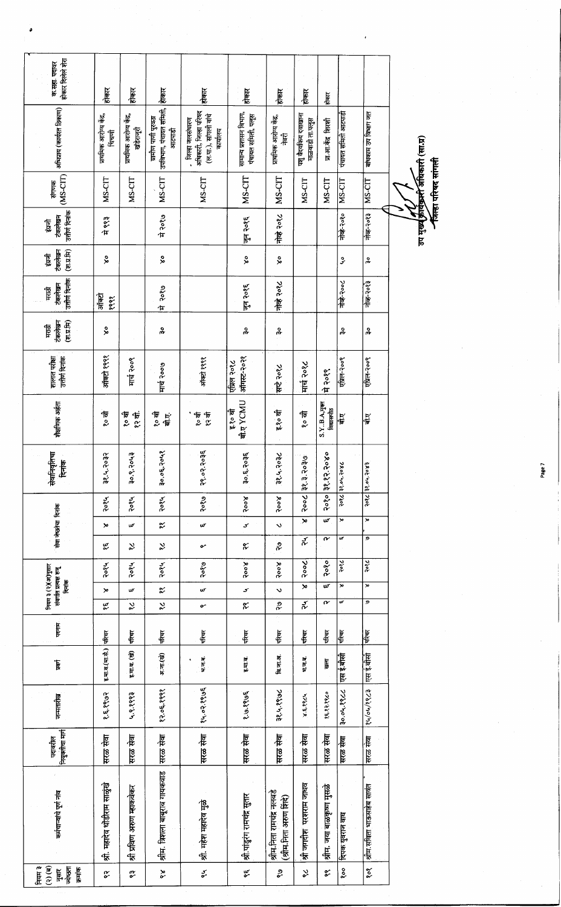| नियम ३ (२) (ब) नुसार ज्येष्ठता क्रमांक | कर्मचाऱ्यांचे पूर्ण नांव | पदावरील नियुक्तीचा मार्ग | जन्मतारीख | प्रवर्ग | पदनाम | नियम ३ (२)अनुसार संवर्गात प्रत्यक्ष रुजू दिनांक | | | सेवा जेष्ठतेचा दिनांक | | | सेवानिवृत्तीचा दिनांक | शैक्षणिक अर्हता | शासन परीक्षा उत्तीर्ण दिनांक | मराठी टंकलेखन (श.प्र.मि) | मराठी टंकलेखन उत्तीर्ण दिनांक | इंग्रजी टंकलेखन (श.प्र.मि) | इंग्रजी टंकलेखन उत्तीर्ण दिनांक | संगणक (MS-CIT) | अभिप्राय (कार्यरत ठिकाण) | क.सहा. पदावर होकार दिलेले शेरा |
|---|---|---|---|---|---|---|---|---|---|---|---|---|---|---|---|---|---|---|---|---|---|
| ९२ | श्री. महादेव धोंडीराम साळुंखे | सरळ सेवा | १.६.१९७२ | इ.मा.व.(मा.सै.) | परिचर | १६ | ४ | २०१५ | १६ | ४ | २०१५ | ३१.५.२०३२ | १० वी | ऑक्टो १९९१ | ४० | ऑक्टो १९९१ | ४० | मे १९९३ | MS-CIT | प्राथमिक आरोग्य केंद्र, चिंचणी | होकार |
| ९३ | श्री प्रविण अरुण म्हाळकर | सरळ सेवा | ५.९.१९९३ | इ.मा.व. (ख) | परिचर | १८ | ७ | २०१५ | १८ | ७ | २०१५ | ३०.९.२०५३ | १० वी १२ वी. | मार्च २००९ | | | | | MS-CIT | प्राथमिक आरोग्य केंद्र, खंडेराजुरी | होकार |
| ९४ | श्रीम. त्रिशाला बाबुराव गायकवाड | सरळ सेवा | १२.०६.१९९१ | अ.जा.(ख) | परिचर | १८ | ११ | २०१५ | १८ | ११ | २०१५ | ३०.०६.२०५१ | १० वी बी.ए. | मार्च २००७ | ३० | मे २०१७ | ४० | मे २०१७ | MS-CIT | ग्रामीण पाणी पुरवठा उपविभाग, पंचायत समिती, आटपाडी | होकार |
| ९५ | श्री. महेश महादेव मुळे | सरळ सेवा | १५.०२.१९७६ | भ.ज.ब. | परिचर | १ | ७ | २०१७ | १ | ७ | २०१७ | २९.०२.२०३६ | १० वी १२ वी | ऑक्टो १९९१ | | | | | MS-CIT | . जिल्हा जलसंधारण अधिकारी, जिल्हा परिषद (ल.पा.), सांगली यांचे कार्यालय | होकार |
| ९६ | श्री.पांडुरंग रामचंद्र सुतार | सरळ सेवा | १.७.१९७६ | इ.मा.व. | परिचर | २१ | ९ | २००४ | २१ | ९ | २००४ | ३०.६.२०३६ | इ.१० वी बी.ए YCMU | एप्रिल २०१८ ऑगस्ट-२०२२ | ३० | जुन २०१६ | ४० | जुन २०१६ | MS-CIT | सामान्य प्रशासन विभाग, पंचायत समिती, पलूस | होकार |
| ९७ | श्रीम.निता रामचंद्र नलवडे (श्रीम.निता अरुण शिंदे) | सरळ सेवा | ३१.५.१९७८ | वि.जा.अ. | परिचर | २७ | ८ | २००४ | २७ | ८ | २००४ | ३१.५.२०३८ | इ.१० वी | सप्टे २०१८ | ३० | नोव्हें २०१८ | ४० | नोव्हें २०१८ | MS-CIT | प्राथमिक आरोग्य केंद्र, नेर्ले | होकार |
| ९८ | श्री जगदीश परशराम जाधव | सरळ सेवा | ४.३.१९७५ | भ.ज.ब. | परिचर | २५ | ४ | २००८ | २५ | ४ | २००८ | ३१.३.२०३७ | १० वी | मार्च २०१८ | | | | | MS-CIT | पशु वैद्यकिय दवाखाना माळवाडी ता.पलुस | होकार |
| ९९ | श्रीम. जया बाळकृष्ण मुसळे | सरळ सेवा | १६.१२.१९८० | खुला | परिचर | २ | ७ | २०१० | २ | ७ | २०१० | ३१.१२.२०४० | S.Y.B.A.मुक्त विद्यापीठ | मे २०१९ | | | | | MS-CIT | प्रा.आ.केंद्र शिरशी | होकार |
| १०० | दिपक युवराज वाघ | सरळ सेवा | ३०.०५.१९८८ | एस ई.बी.सी | परिचर | ७ | ४ | २०१८ | ७ | ४ | २०१८ | ३१.०५.२०४८ | बी.ए | एप्रिल-२००९ | ३० | नोव्हें-२००८ | ५० | नोव्हें-२०१० | MS-CIT | पंचायत समिती आटपाडी | |
| १०१ | श्रीम.सविता भाऊसाहेब सावंत | सरळ सेवा | १५/०५/१९८३ | एस ई.बी.सी | परिचर | ७ | ४ | २०१८ | ७ | ४ | २०१८ | ३१.०५.२०४३ | बी.ए | एप्रिल-२००९ | ३० | नोव्हें-२०१३ | ३० | नोव्हें-२०१३ | MS-CIT | बांधकाम उप विभाग जत | |

उप मुख्य कार्यकारी अधिकारी (सा.प्र)
जिल्हा परिषद सांगली